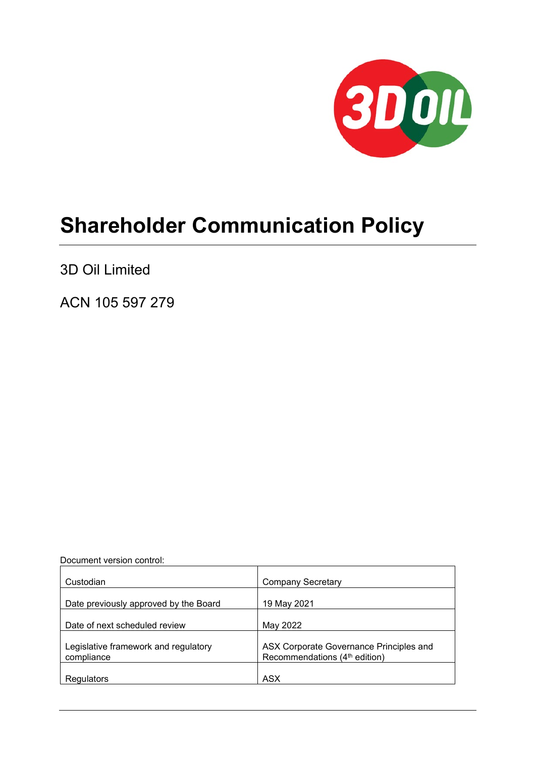# Shareholder Communication Policy

3D Oil Limited

ACN 105 597 279

Document version control:

| | |
|---|---|
| Custodian | Company Secretary |
| Date previously approved by the Board | 19 May 2021 |
| Date of next scheduled review | May 2022 |
| Legislative framework and regulatory compliance | ASX Corporate Governance Principles and Recommendations (4th edition) |
| Regulators | ASX |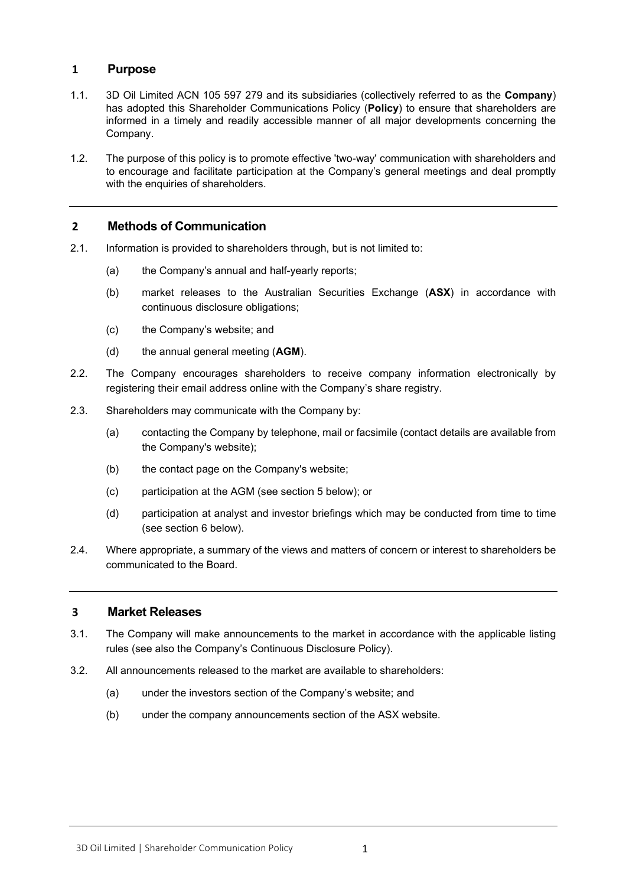## 1 Purpose

1.1. 3D Oil Limited ACN 105 597 279 and its subsidiaries (collectively referred to as the **Company**) has adopted this Shareholder Communications Policy (**Policy**) to ensure that shareholders are informed in a timely and readily accessible manner of all major developments concerning the Company.

1.2. The purpose of this policy is to promote effective 'two-way' communication with shareholders and to encourage and facilitate participation at the Company's general meetings and deal promptly with the enquiries of shareholders.

---

## 2 Methods of Communication

2.1. Information is provided to shareholders through, but is not limited to:

(a) the Company's annual and half-yearly reports;

(b) market releases to the Australian Securities Exchange (**ASX**) in accordance with continuous disclosure obligations;

(c) the Company's website; and

(d) the annual general meeting (**AGM**).

2.2. The Company encourages shareholders to receive company information electronically by registering their email address online with the Company's share registry.

2.3. Shareholders may communicate with the Company by:

(a) contacting the Company by telephone, mail or facsimile (contact details are available from the Company's website);

(b) the contact page on the Company's website;

(c) participation at the AGM (see section 5 below); or

(d) participation at analyst and investor briefings which may be conducted from time to time (see section 6 below).

2.4. Where appropriate, a summary of the views and matters of concern or interest to shareholders be communicated to the Board.

---

## 3 Market Releases

3.1. The Company will make announcements to the market in accordance with the applicable listing rules (see also the Company's Continuous Disclosure Policy).

3.2. All announcements released to the market are available to shareholders:

(a) under the investors section of the Company's website; and

(b) under the company announcements section of the ASX website.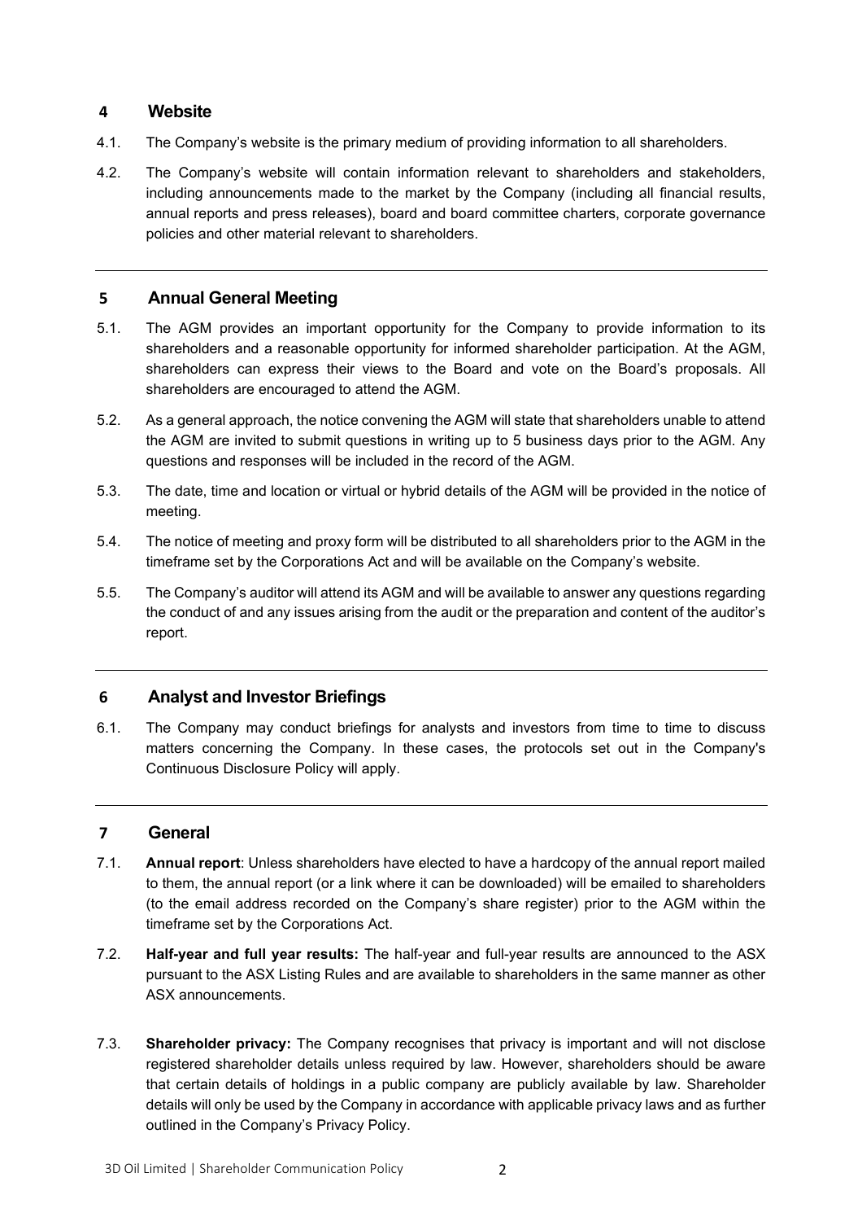## 4 Website

4.1. The Company's website is the primary medium of providing information to all shareholders.

4.2. The Company's website will contain information relevant to shareholders and stakeholders, including announcements made to the market by the Company (including all financial results, annual reports and press releases), board and board committee charters, corporate governance policies and other material relevant to shareholders.

---

## 5 Annual General Meeting

5.1. The AGM provides an important opportunity for the Company to provide information to its shareholders and a reasonable opportunity for informed shareholder participation. At the AGM, shareholders can express their views to the Board and vote on the Board's proposals. All shareholders are encouraged to attend the AGM.

5.2. As a general approach, the notice convening the AGM will state that shareholders unable to attend the AGM are invited to submit questions in writing up to 5 business days prior to the AGM. Any questions and responses will be included in the record of the AGM.

5.3. The date, time and location or virtual or hybrid details of the AGM will be provided in the notice of meeting.

5.4. The notice of meeting and proxy form will be distributed to all shareholders prior to the AGM in the timeframe set by the Corporations Act and will be available on the Company's website.

5.5. The Company's auditor will attend its AGM and will be available to answer any questions regarding the conduct of and any issues arising from the audit or the preparation and content of the auditor's report.

---

## 6 Analyst and Investor Briefings

6.1. The Company may conduct briefings for analysts and investors from time to time to discuss matters concerning the Company. In these cases, the protocols set out in the Company's Continuous Disclosure Policy will apply.

---

## 7 General

7.1. **Annual report**: Unless shareholders have elected to have a hardcopy of the annual report mailed to them, the annual report (or a link where it can be downloaded) will be emailed to shareholders (to the email address recorded on the Company's share register) prior to the AGM within the timeframe set by the Corporations Act.

7.2. **Half-year and full year results:** The half-year and full-year results are announced to the ASX pursuant to the ASX Listing Rules and are available to shareholders in the same manner as other ASX announcements.

7.3. **Shareholder privacy:** The Company recognises that privacy is important and will not disclose registered shareholder details unless required by law. However, shareholders should be aware that certain details of holdings in a public company are publicly available by law. Shareholder details will only be used by the Company in accordance with applicable privacy laws and as further outlined in the Company's Privacy Policy.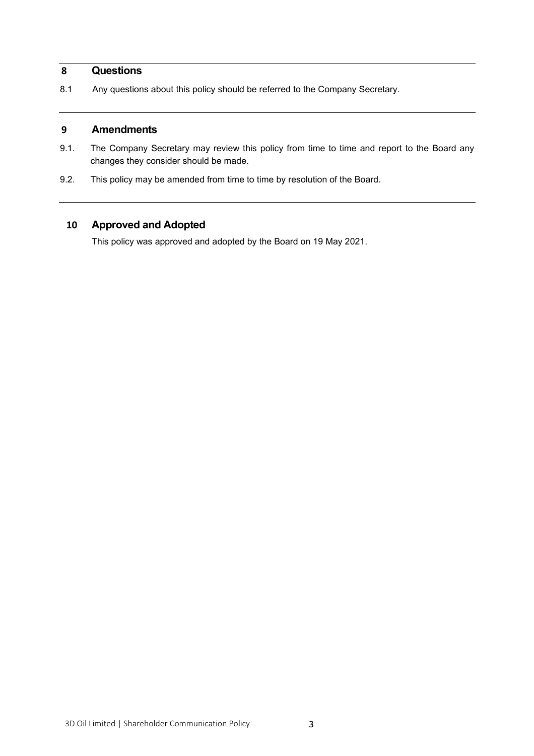## 8 Questions

8.1 Any questions about this policy should be referred to the Company Secretary.

## 9 Amendments

9.1. The Company Secretary may review this policy from time to time and report to the Board any changes they consider should be made.

9.2. This policy may be amended from time to time by resolution of the Board.

## 10 Approved and Adopted

This policy was approved and adopted by the Board on 19 May 2021.